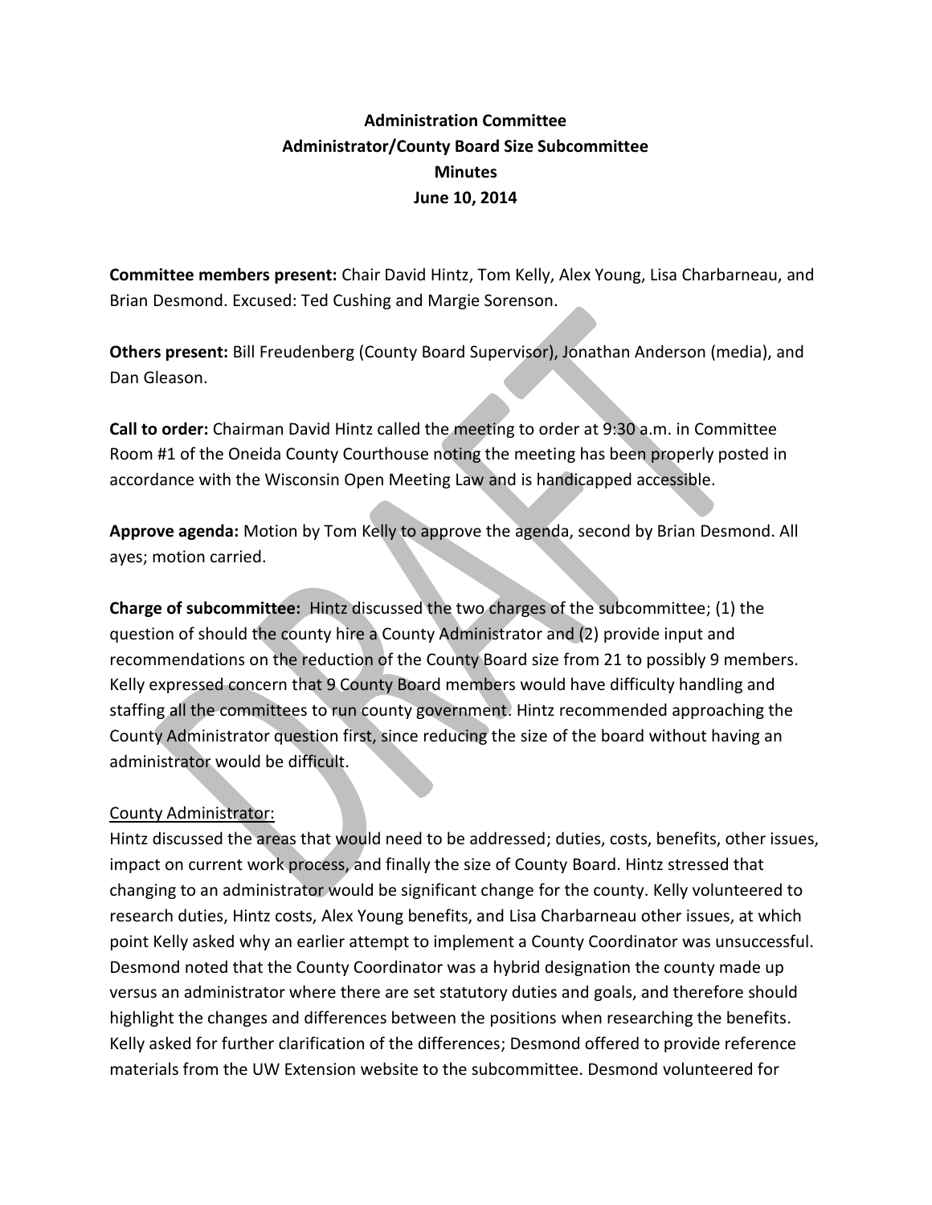**Administration Committee**
**Administrator/County Board Size Subcommittee**
**Minutes**
**June 10, 2014**

**Committee members present:** Chair David Hintz, Tom Kelly, Alex Young, Lisa Charbarneau, and Brian Desmond. Excused: Ted Cushing and Margie Sorenson.

**Others present:** Bill Freudenberg (County Board Supervisor), Jonathan Anderson (media), and Dan Gleason.

**Call to order:** Chairman David Hintz called the meeting to order at 9:30 a.m. in Committee Room #1 of the Oneida County Courthouse noting the meeting has been properly posted in accordance with the Wisconsin Open Meeting Law and is handicapped accessible.

**Approve agenda:** Motion by Tom Kelly to approve the agenda, second by Brian Desmond. All ayes; motion carried.

**Charge of subcommittee:** Hintz discussed the two charges of the subcommittee; (1) the question of should the county hire a County Administrator and (2) provide input and recommendations on the reduction of the County Board size from 21 to possibly 9 members. Kelly expressed concern that 9 County Board members would have difficulty handling and staffing all the committees to run county government. Hintz recommended approaching the County Administrator question first, since reducing the size of the board without having an administrator would be difficult.

<u>County Administrator:</u>

Hintz discussed the areas that would need to be addressed; duties, costs, benefits, other issues, impact on current work process, and finally the size of County Board. Hintz stressed that changing to an administrator would be significant change for the county. Kelly volunteered to research duties, Hintz costs, Alex Young benefits, and Lisa Charbarneau other issues, at which point Kelly asked why an earlier attempt to implement a County Coordinator was unsuccessful. Desmond noted that the County Coordinator was a hybrid designation the county made up versus an administrator where there are set statutory duties and goals, and therefore should highlight the changes and differences between the positions when researching the benefits. Kelly asked for further clarification of the differences; Desmond offered to provide reference materials from the UW Extension website to the subcommittee. Desmond volunteered for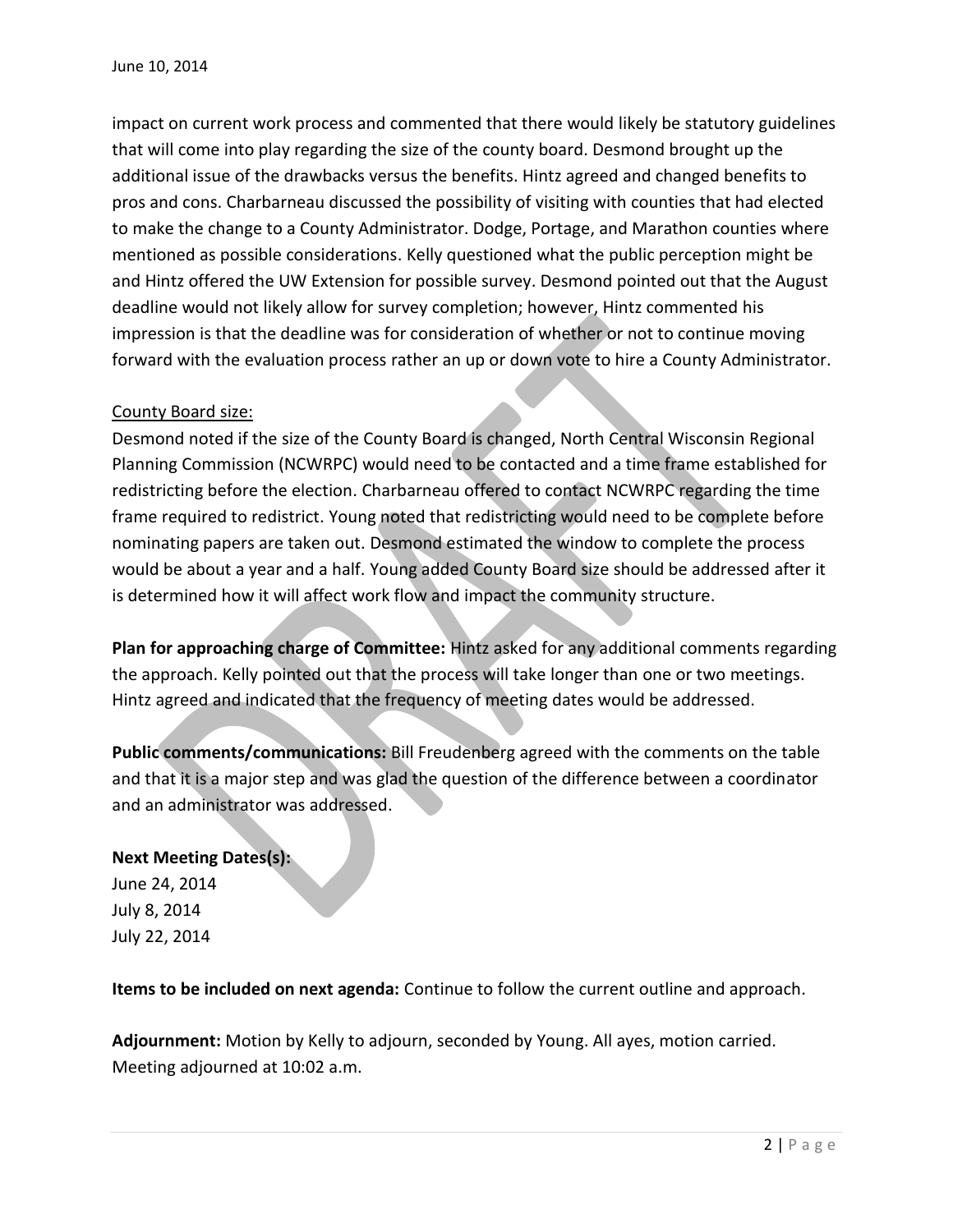impact on current work process and commented that there would likely be statutory guidelines that will come into play regarding the size of the county board. Desmond brought up the additional issue of the drawbacks versus the benefits. Hintz agreed and changed benefits to pros and cons. Charbarneau discussed the possibility of visiting with counties that had elected to make the change to a County Administrator. Dodge, Portage, and Marathon counties where mentioned as possible considerations. Kelly questioned what the public perception might be and Hintz offered the UW Extension for possible survey. Desmond pointed out that the August deadline would not likely allow for survey completion; however, Hintz commented his impression is that the deadline was for consideration of whether or not to continue moving forward with the evaluation process rather an up or down vote to hire a County Administrator.

County Board size:
Desmond noted if the size of the County Board is changed, North Central Wisconsin Regional Planning Commission (NCWRPC) would need to be contacted and a time frame established for redistricting before the election. Charbarneau offered to contact NCWRPC regarding the time frame required to redistrict. Young noted that redistricting would need to be complete before nominating papers are taken out. Desmond estimated the window to complete the process would be about a year and a half. Young added County Board size should be addressed after it is determined how it will affect work flow and impact the community structure.

**Plan for approaching charge of Committee:** Hintz asked for any additional comments regarding the approach. Kelly pointed out that the process will take longer than one or two meetings. Hintz agreed and indicated that the frequency of meeting dates would be addressed.

**Public comments/communications:** Bill Freudenberg agreed with the comments on the table and that it is a major step and was glad the question of the difference between a coordinator and an administrator was addressed.

**Next Meeting Dates(s):**
June 24, 2014
July 8, 2014
July 22, 2014

**Items to be included on next agenda:** Continue to follow the current outline and approach.

**Adjournment:** Motion by Kelly to adjourn, seconded by Young. All ayes, motion carried. Meeting adjourned at 10:02 a.m.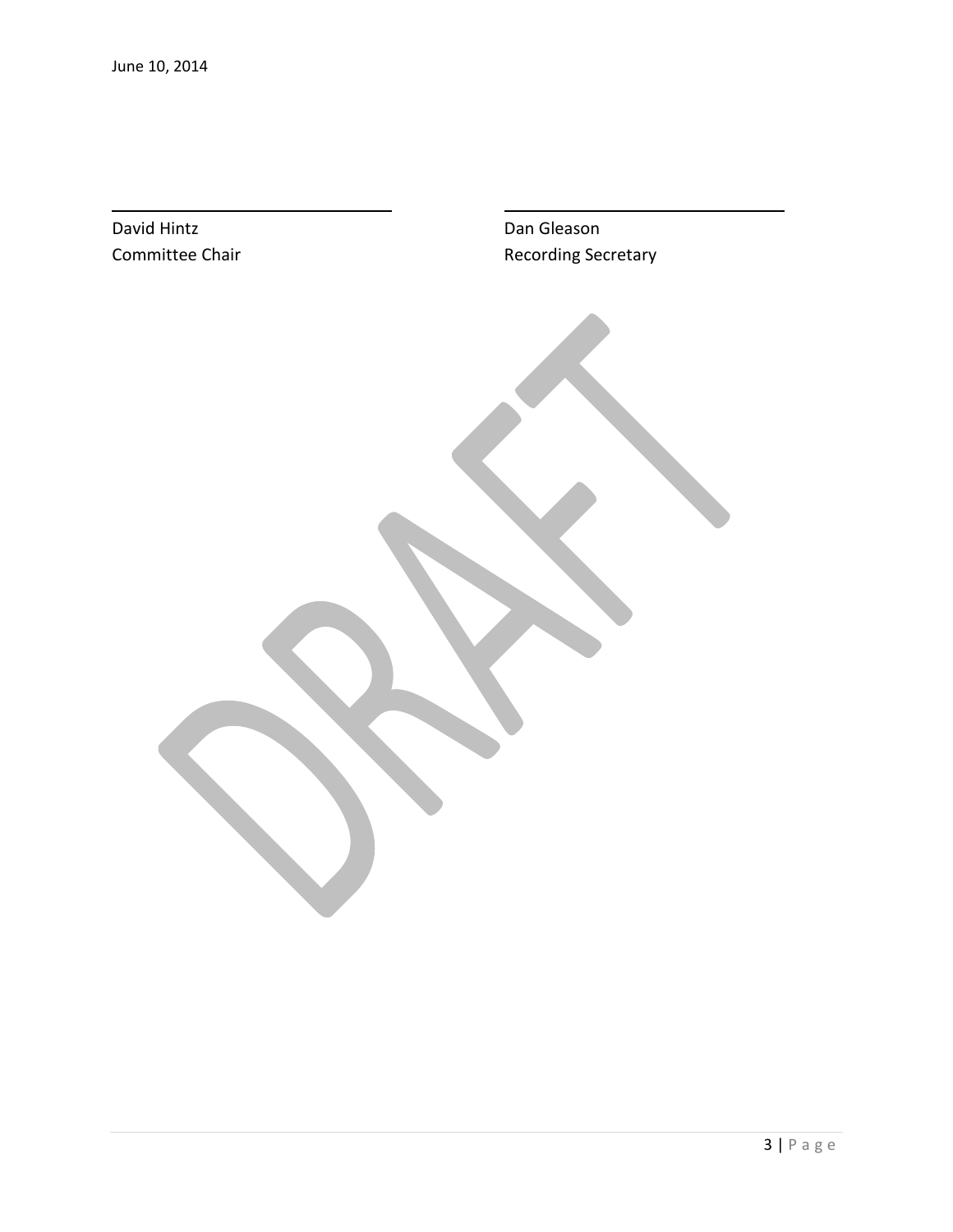David Hintz
Committee Chair

Dan Gleason
Recording Secretary